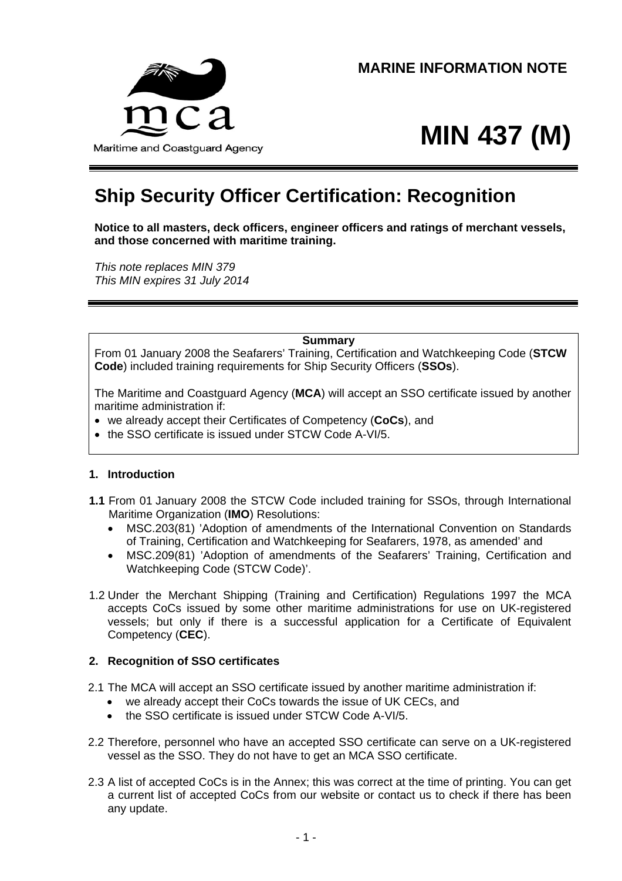Maritime and Coastguard Agency

**MARINE INFORMATION NOTE**

# MIN 437 (M)

## Ship Security Officer Certification: Recognition

**Notice to all masters, deck officers, engineer officers and ratings of merchant vessels, and those concerned with maritime training.**

*This note replaces MIN 379*
*This MIN expires 31 July 2014*

**Summary**

From 01 January 2008 the Seafarers' Training, Certification and Watchkeeping Code (**STCW Code**) included training requirements for Ship Security Officers (**SSOs**).

The Maritime and Coastguard Agency (**MCA**) will accept an SSO certificate issued by another maritime administration if:

- we already accept their Certificates of Competency (**CoCs**), and
- the SSO certificate is issued under STCW Code A-VI/5.

### 1. Introduction

**1.1** From 01 January 2008 the STCW Code included training for SSOs, through International Maritime Organization (**IMO**) Resolutions:

- MSC.203(81) 'Adoption of amendments of the International Convention on Standards of Training, Certification and Watchkeeping for Seafarers, 1978, as amended' and
- MSC.209(81) 'Adoption of amendments of the Seafarers' Training, Certification and Watchkeeping Code (STCW Code)'.

1.2 Under the Merchant Shipping (Training and Certification) Regulations 1997 the MCA accepts CoCs issued by some other maritime administrations for use on UK-registered vessels; but only if there is a successful application for a Certificate of Equivalent Competency (**CEC**).

### 2. Recognition of SSO certificates

2.1 The MCA will accept an SSO certificate issued by another maritime administration if:

- we already accept their CoCs towards the issue of UK CECs, and
- the SSO certificate is issued under STCW Code A-VI/5.

2.2 Therefore, personnel who have an accepted SSO certificate can serve on a UK-registered vessel as the SSO. They do not have to get an MCA SSO certificate.

2.3 A list of accepted CoCs is in the Annex; this was correct at the time of printing. You can get a current list of accepted CoCs from our website or contact us to check if there has been any update.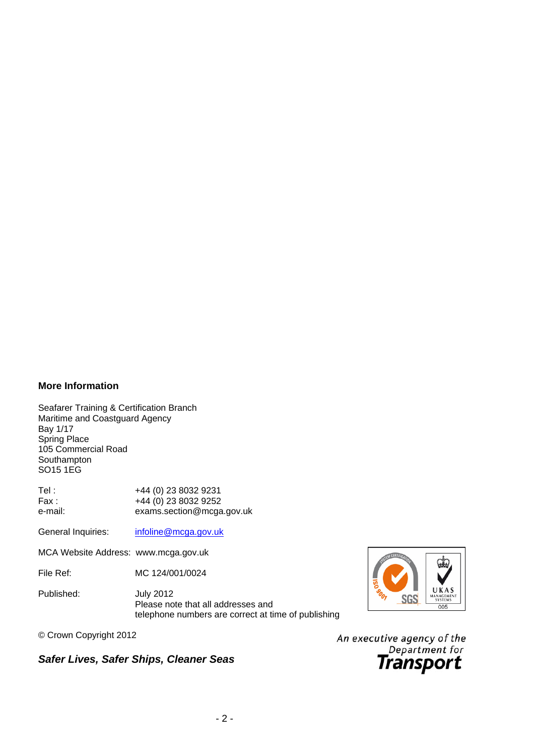**More Information**

Seafarer Training & Certification Branch
Maritime and Coastguard Agency
Bay 1/17
Spring Place
105 Commercial Road
Southampton
SO15 1EG

| | |
|---|---|
| Tel : | +44 (0) 23 8032 9231 |
| Fax : | +44 (0) 23 8032 9252 |
| e-mail: | exams.section@mcga.gov.uk |

General Inquiries: infoline@mcga.gov.uk

MCA Website Address: www.mcga.gov.uk

File Ref: MC 124/001/0024

Published: July 2012
Please note that all addresses and telephone numbers are correct at time of publishing

© Crown Copyright 2012

***Safer Lives, Safer Ships, Cleaner Seas***

*An executive agency of the Department for* **Transport**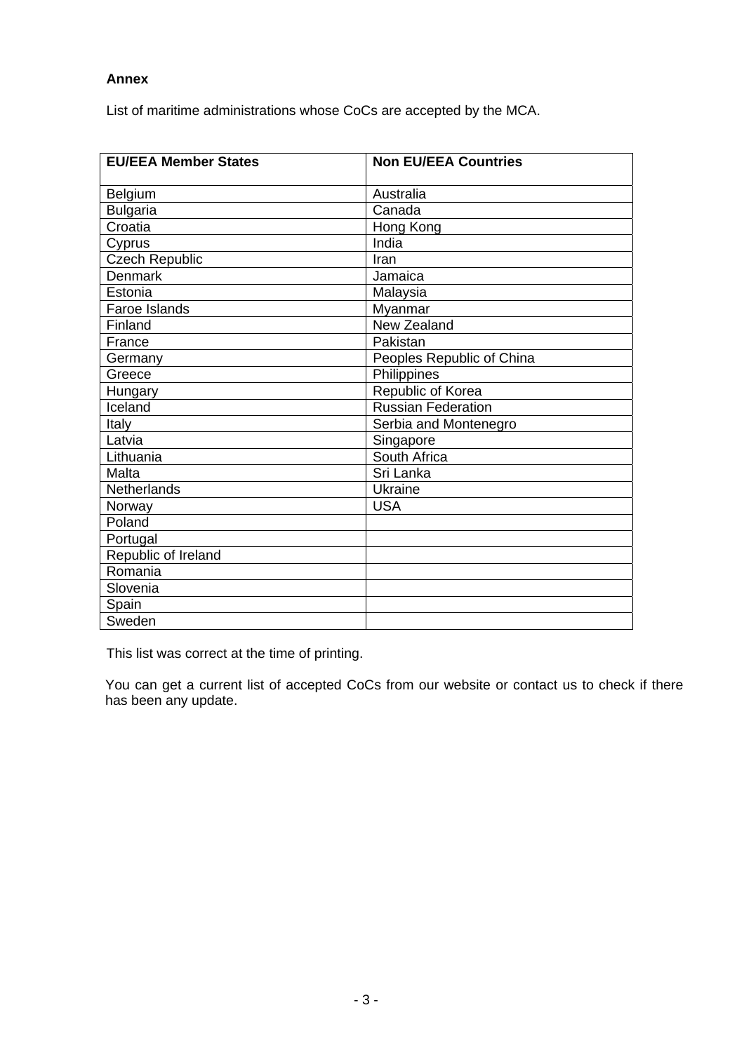**Annex**

List of maritime administrations whose CoCs are accepted by the MCA.

| EU/EEA Member States | Non EU/EEA Countries |
| --- | --- |
| Belgium | Australia |
| Bulgaria | Canada |
| Croatia | Hong Kong |
| Cyprus | India |
| Czech Republic | Iran |
| Denmark | Jamaica |
| Estonia | Malaysia |
| Faroe Islands | Myanmar |
| Finland | New Zealand |
| France | Pakistan |
| Germany | Peoples Republic of China |
| Greece | Philippines |
| Hungary | Republic of Korea |
| Iceland | Russian Federation |
| Italy | Serbia and Montenegro |
| Latvia | Singapore |
| Lithuania | South Africa |
| Malta | Sri Lanka |
| Netherlands | Ukraine |
| Norway | USA |
| Poland | |
| Portugal | |
| Republic of Ireland | |
| Romania | |
| Slovenia | |
| Spain | |
| Sweden | |

This list was correct at the time of printing.

You can get a current list of accepted CoCs from our website or contact us to check if there has been any update.